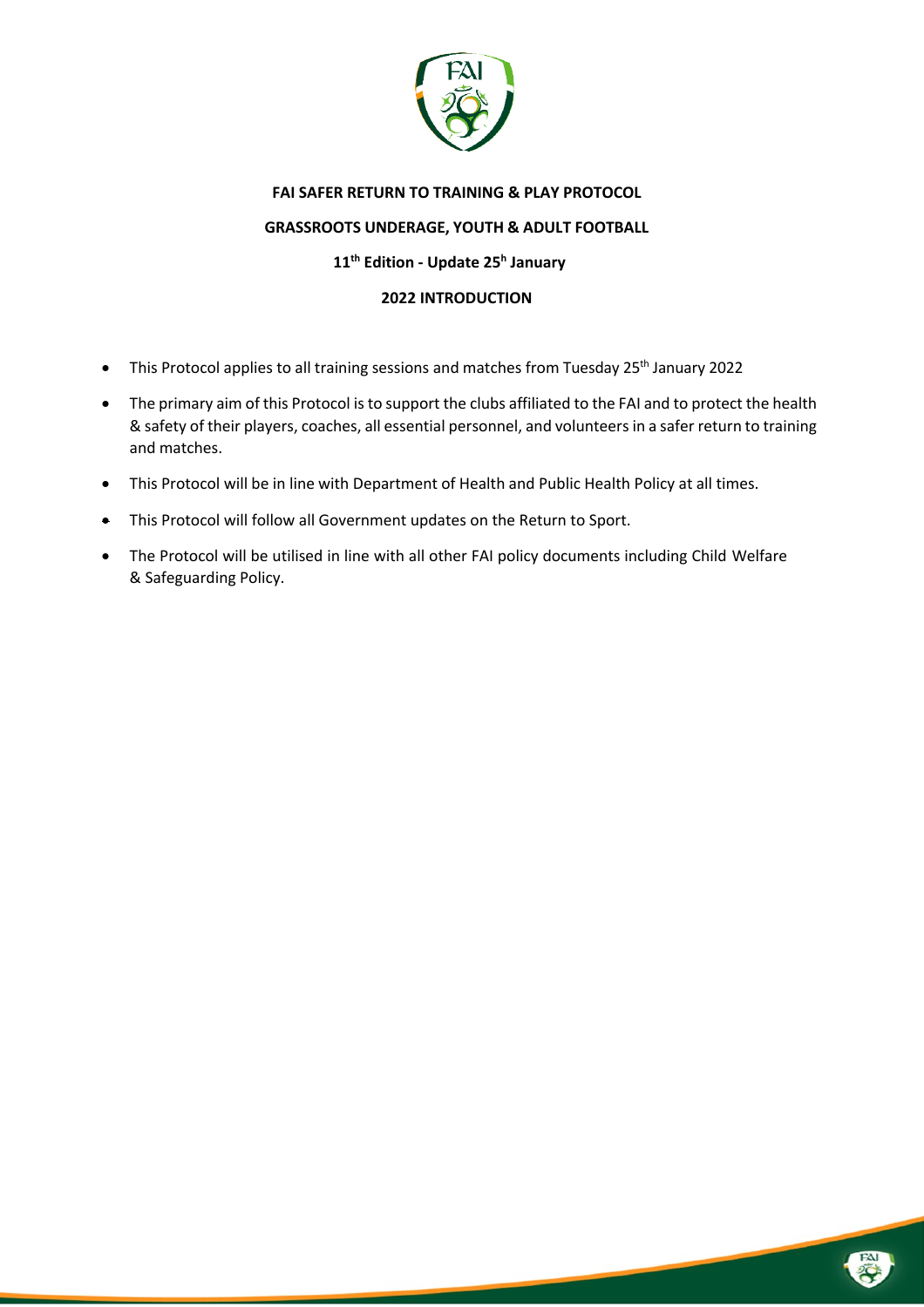**FAI SAFER RETURN TO TRAINING & PLAY PROTOCOL**

**GRASSROOTS UNDERAGE, YOUTH & ADULT FOOTBALL**

**11th Edition - Update 25h January**

**2022 INTRODUCTION**

- This Protocol applies to all training sessions and matches from Tuesday 25th January 2022
- The primary aim of this Protocol is to support the clubs affiliated to the FAI and to protect the health & safety of their players, coaches, all essential personnel, and volunteers in a safer return to training and matches.
- This Protocol will be in line with Department of Health and Public Health Policy at all times.
- This Protocol will follow all Government updates on the Return to Sport.
- The Protocol will be utilised in line with all other FAI policy documents including Child Welfare & Safeguarding Policy.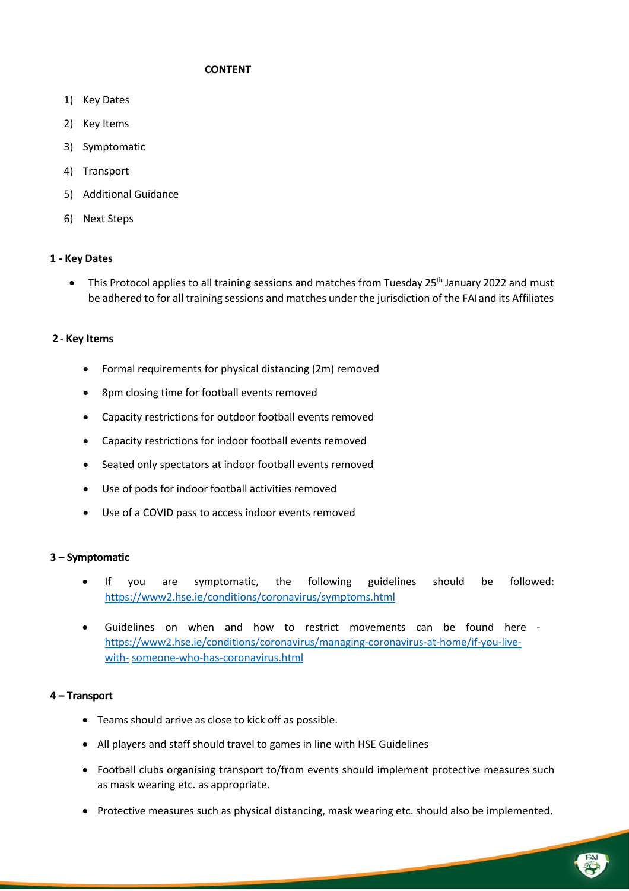**CONTENT**

1) Key Dates
2) Key Items
3) Symptomatic
4) Transport
5) Additional Guidance
6) Next Steps

**1 - Key Dates**

- This Protocol applies to all training sessions and matches from Tuesday 25th January 2022 and must be adhered to for all training sessions and matches under the jurisdiction of the FAI and its Affiliates

**2 - Key Items**

- Formal requirements for physical distancing (2m) removed
- 8pm closing time for football events removed
- Capacity restrictions for outdoor football events removed
- Capacity restrictions for indoor football events removed
- Seated only spectators at indoor football events removed
- Use of pods for indoor football activities removed
- Use of a COVID pass to access indoor events removed

**3 – Symptomatic**

- If you are symptomatic, the following guidelines should be followed: https://www2.hse.ie/conditions/coronavirus/symptoms.html
- Guidelines on when and how to restrict movements can be found here - https://www2.hse.ie/conditions/coronavirus/managing-coronavirus-at-home/if-you-live-with- someone-who-has-coronavirus.html

**4 – Transport**

- Teams should arrive as close to kick off as possible.
- All players and staff should travel to games in line with HSE Guidelines
- Football clubs organising transport to/from events should implement protective measures such as mask wearing etc. as appropriate.
- Protective measures such as physical distancing, mask wearing etc. should also be implemented.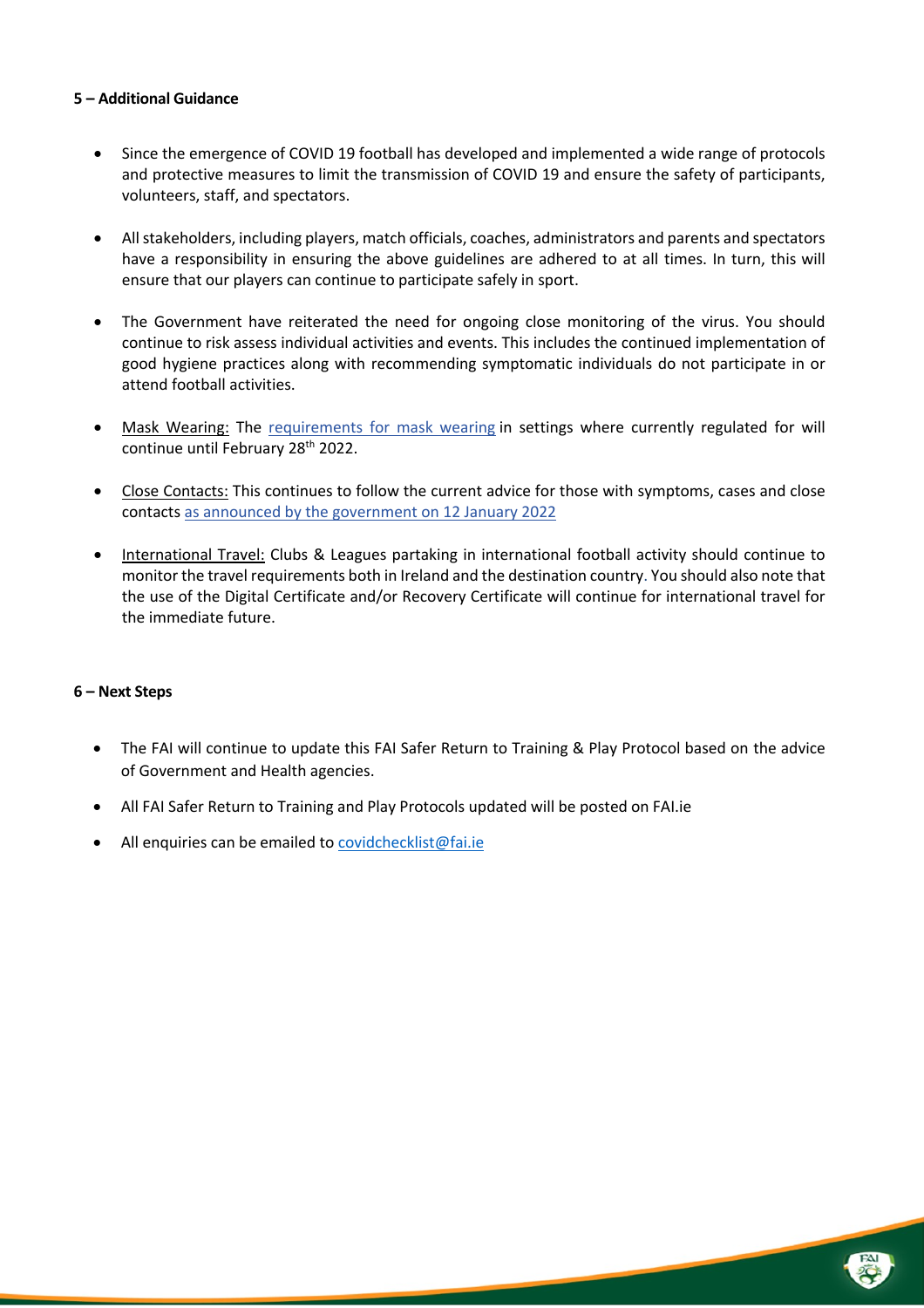**5 – Additional Guidance**

- Since the emergence of COVID 19 football has developed and implemented a wide range of protocols and protective measures to limit the transmission of COVID 19 and ensure the safety of participants, volunteers, staff, and spectators.
- All stakeholders, including players, match officials, coaches, administrators and parents and spectators have a responsibility in ensuring the above guidelines are adhered to at all times. In turn, this will ensure that our players can continue to participate safely in sport.
- The Government have reiterated the need for ongoing close monitoring of the virus. You should continue to risk assess individual activities and events. This includes the continued implementation of good hygiene practices along with recommending symptomatic individuals do not participate in or attend football activities.
- Mask Wearing: The requirements for mask wearing in settings where currently regulated for will continue until February 28th 2022.
- Close Contacts: This continues to follow the current advice for those with symptoms, cases and close contacts as announced by the government on 12 January 2022
- International Travel: Clubs & Leagues partaking in international football activity should continue to monitor the travel requirements both in Ireland and the destination country. You should also note that the use of the Digital Certificate and/or Recovery Certificate will continue for international travel for the immediate future.

**6 – Next Steps**

- The FAI will continue to update this FAI Safer Return to Training & Play Protocol based on the advice of Government and Health agencies.
- All FAI Safer Return to Training and Play Protocols updated will be posted on FAI.ie
- All enquiries can be emailed to covidchecklist@fai.ie